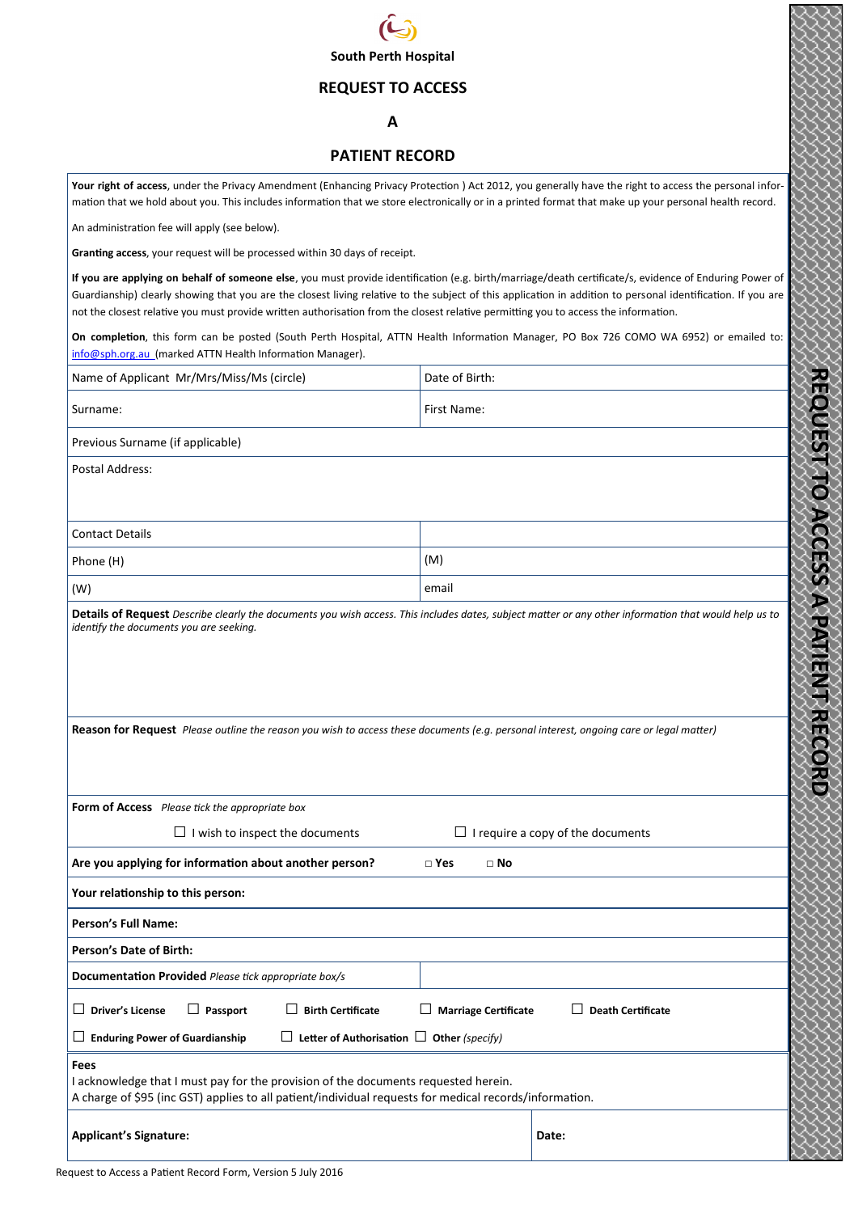**South Perth Hospital**

# REQUEST TO ACCESS

# A

# PATIENT RECORD

**Your right of access**, under the Privacy Amendment (Enhancing Privacy Protection ) Act 2012, you generally have the right to access the personal information that we hold about you. This includes information that we store electronically or in a printed format that make up your personal health record.

An administration fee will apply (see below).

**Granting access**, your request will be processed within 30 days of receipt.

**If you are applying on behalf of someone else**, you must provide identification (e.g. birth/marriage/death certificate/s, evidence of Enduring Power of Guardianship) clearly showing that you are the closest living relative to the subject of this application in addition to personal identification. If you are not the closest relative you must provide written authorisation from the closest relative permitting you to access the information.

**On completion**, this form can be posted (South Perth Hospital, ATTN Health Information Manager, PO Box 726 COMO WA 6952) or emailed to: info@sph.org.au (marked ATTN Health Information Manager).

| | |
|---|---|
| Name of Applicant Mr/Mrs/Miss/Ms (circle) | Date of Birth: |
| Surname: | First Name: |
| Previous Surname (if applicable) | |
| Postal Address: | |
| Contact Details | |
| Phone (H) | (M) |
| (W) | email |

**Details of Request** *Describe clearly the documents you wish access. This includes dates, subject matter or any other information that would help us to identify the documents you are seeking.*

**Reason for Request** *Please outline the reason you wish to access these documents (e.g. personal interest, ongoing care or legal matter)*

**Form of Access** *Please tick the appropriate box*

☐ I wish to inspect the documents ☐ I require a copy of the documents

**Are you applying for information about another person?** □ **Yes** □ **No**

**Your relationship to this person:**

**Person's Full Name:**

**Person's Date of Birth:**

**Documentation Provided** *Please tick appropriate box/s*

☐ **Driver's License** ☐ **Passport** ☐ **Birth Certificate** ☐ **Marriage Certificate** ☐ **Death Certificate**

☐ **Enduring Power of Guardianship** ☐ **Letter of Authorisation** ☐ **Other** *(specify)*

**Fees**

I acknowledge that I must pay for the provision of the documents requested herein.
A charge of $95 (inc GST) applies to all patient/individual requests for medical records/information.

| | |
|---|---|
| **Applicant's Signature:** | **Date:** |

Request to Access a Patient Record Form, Version 5 July 2016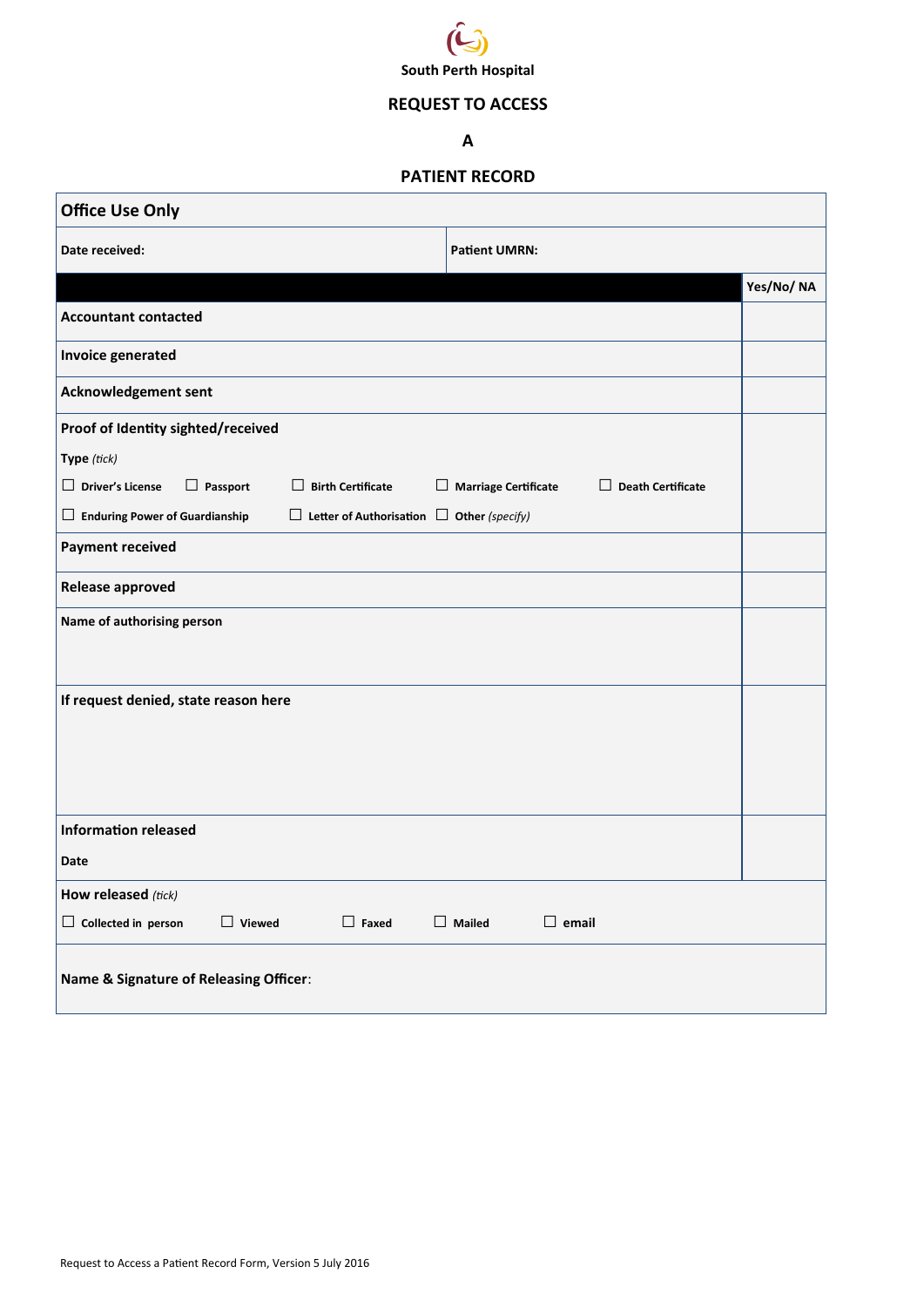South Perth Hospital

# REQUEST TO ACCESS

# A

# PATIENT RECORD

| **Office Use Only** | |
|---|---|
| **Date received:** | **Patient UMRN:** |

| | Yes/No/ NA |
|---|---|
| **Accountant contacted** | |
| **Invoice generated** | |
| **Acknowledgement sent** | |
| **Proof of Identity sighted/received**<br>**Type** *(tick)*<br>☐ Driver's License ☐ Passport ☐ Birth Certificate ☐ Marriage Certificate ☐ Death Certificate<br>☐ Enduring Power of Guardianship ☐ Letter of Authorisation ☐ Other *(specify)* | |
| **Payment received** | |
| **Release approved** | |
| **Name of authorising person** | |
| **If request denied, state reason here** | |
| **Information released**<br>**Date** | |
| **How released** *(tick)*<br>☐ Collected in person ☐ Viewed ☐ Faxed ☐ Mailed ☐ email | |
| **Name & Signature of Releasing Officer**: | |

Request to Access a Patient Record Form, Version 5 July 2016